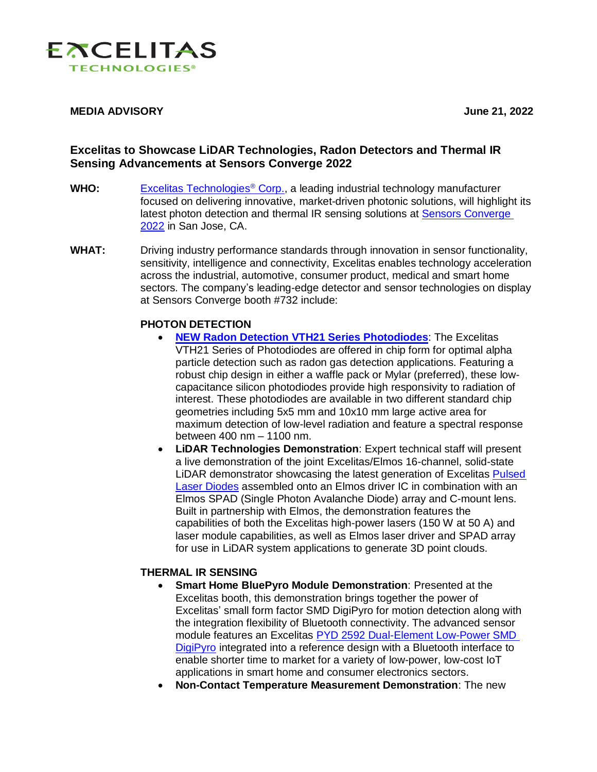EXCELITAS TECHNOLOGIES®

**MEDIA ADVISORY** **June 21, 2022**

## Excelitas to Showcase LiDAR Technologies, Radon Detectors and Thermal IR Sensing Advancements at Sensors Converge 2022

**WHO:** Excelitas Technologies® Corp., a leading industrial technology manufacturer focused on delivering innovative, market-driven photonic solutions, will highlight its latest photon detection and thermal IR sensing solutions at Sensors Converge 2022 in San Jose, CA.

**WHAT:** Driving industry performance standards through innovation in sensor functionality, sensitivity, intelligence and connectivity, Excelitas enables technology acceleration across the industrial, automotive, consumer product, medical and smart home sectors. The company's leading-edge detector and sensor technologies on display at Sensors Converge booth #732 include:

### PHOTON DETECTION

- **NEW Radon Detection VTH21 Series Photodiodes**: The Excelitas VTH21 Series of Photodiodes are offered in chip form for optimal alpha particle detection such as radon gas detection applications. Featuring a robust chip design in either a waffle pack or Mylar (preferred), these low-capacitance silicon photodiodes provide high responsivity to radiation of interest. These photodiodes are available in two different standard chip geometries including 5x5 mm and 10x10 mm large active area for maximum detection of low-level radiation and feature a spectral response between 400 nm – 1100 nm.
- **LiDAR Technologies Demonstration**: Expert technical staff will present a live demonstration of the joint Excelitas/Elmos 16-channel, solid-state LiDAR demonstrator showcasing the latest generation of Excelitas Pulsed Laser Diodes assembled onto an Elmos driver IC in combination with an Elmos SPAD (Single Photon Avalanche Diode) array and C-mount lens. Built in partnership with Elmos, the demonstration features the capabilities of both the Excelitas high-power lasers (150 W at 50 A) and laser module capabilities, as well as Elmos laser driver and SPAD array for use in LiDAR system applications to generate 3D point clouds.

### THERMAL IR SENSING

- **Smart Home BluePyro Module Demonstration**: Presented at the Excelitas booth, this demonstration brings together the power of Excelitas' small form factor SMD DigiPyro for motion detection along with the integration flexibility of Bluetooth connectivity. The advanced sensor module features an Excelitas PYD 2592 Dual-Element Low-Power SMD DigiPyro integrated into a reference design with a Bluetooth interface to enable shorter time to market for a variety of low-power, low-cost IoT applications in smart home and consumer electronics sectors.
- **Non-Contact Temperature Measurement Demonstration**: The new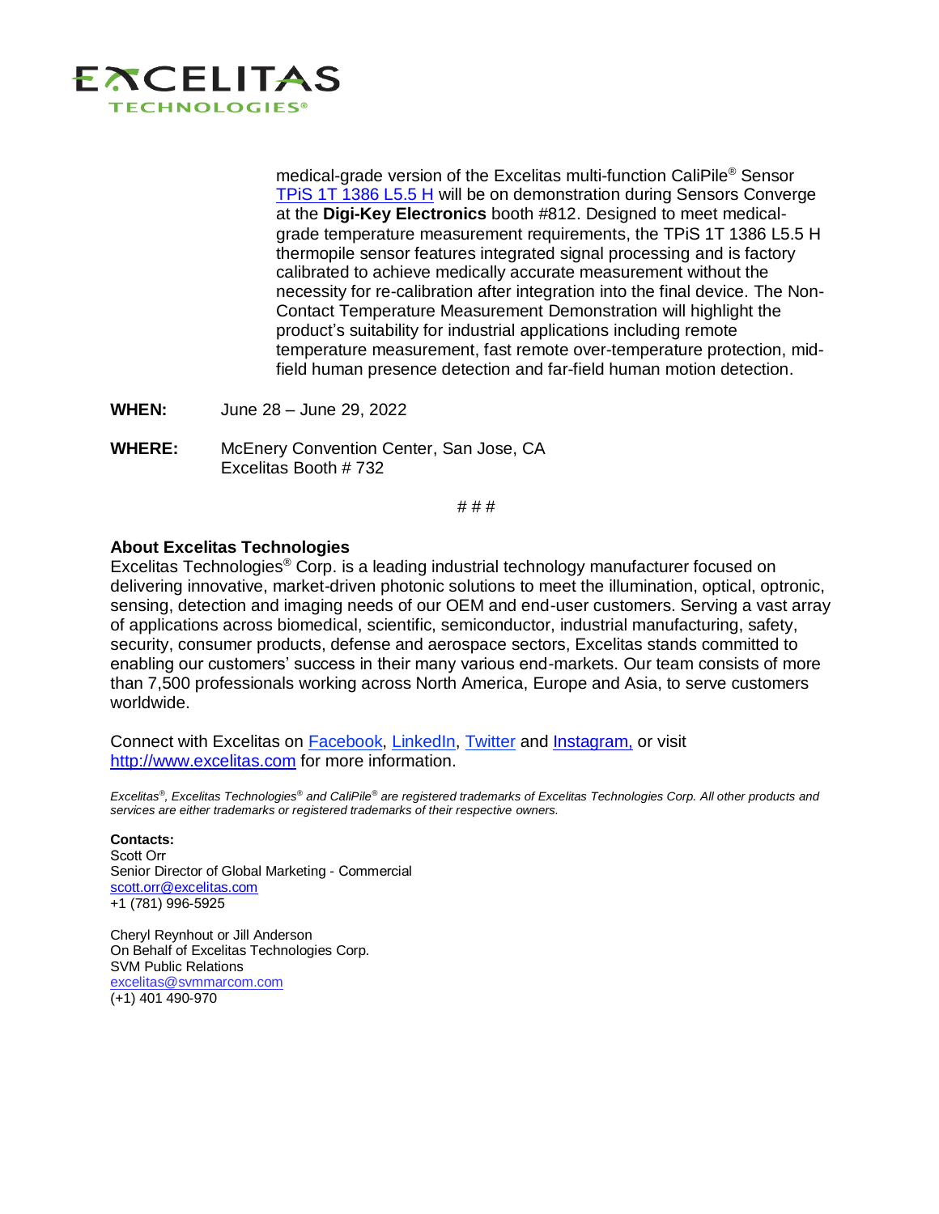medical-grade version of the Excelitas multi-function CaliPile® Sensor TPiS 1T 1386 L5.5 H will be on demonstration during Sensors Converge at the **Digi-Key Electronics** booth #812. Designed to meet medical-grade temperature measurement requirements, the TPiS 1T 1386 L5.5 H thermopile sensor features integrated signal processing and is factory calibrated to achieve medically accurate measurement without the necessity for re-calibration after integration into the final device. The Non-Contact Temperature Measurement Demonstration will highlight the product's suitability for industrial applications including remote temperature measurement, fast remote over-temperature protection, mid-field human presence detection and far-field human motion detection.

**WHEN:** June 28 – June 29, 2022

**WHERE:** McEnery Convention Center, San Jose, CA
Excelitas Booth # 732

# # #

**About Excelitas Technologies**
Excelitas Technologies® Corp. is a leading industrial technology manufacturer focused on delivering innovative, market-driven photonic solutions to meet the illumination, optical, optronic, sensing, detection and imaging needs of our OEM and end-user customers. Serving a vast array of applications across biomedical, scientific, semiconductor, industrial manufacturing, safety, security, consumer products, defense and aerospace sectors, Excelitas stands committed to enabling our customers' success in their many various end-markets. Our team consists of more than 7,500 professionals working across North America, Europe and Asia, to serve customers worldwide.

Connect with Excelitas on Facebook, LinkedIn, Twitter and Instagram, or visit http://www.excelitas.com for more information.

*Excelitas®, Excelitas Technologies® and CaliPile® are registered trademarks of Excelitas Technologies Corp. All other products and services are either trademarks or registered trademarks of their respective owners.*

**Contacts:**
Scott Orr
Senior Director of Global Marketing - Commercial
scott.orr@excelitas.com
+1 (781) 996-5925

Cheryl Reynhout or Jill Anderson
On Behalf of Excelitas Technologies Corp.
SVM Public Relations
excelitas@svmmarcom.com
(+1) 401 490-970